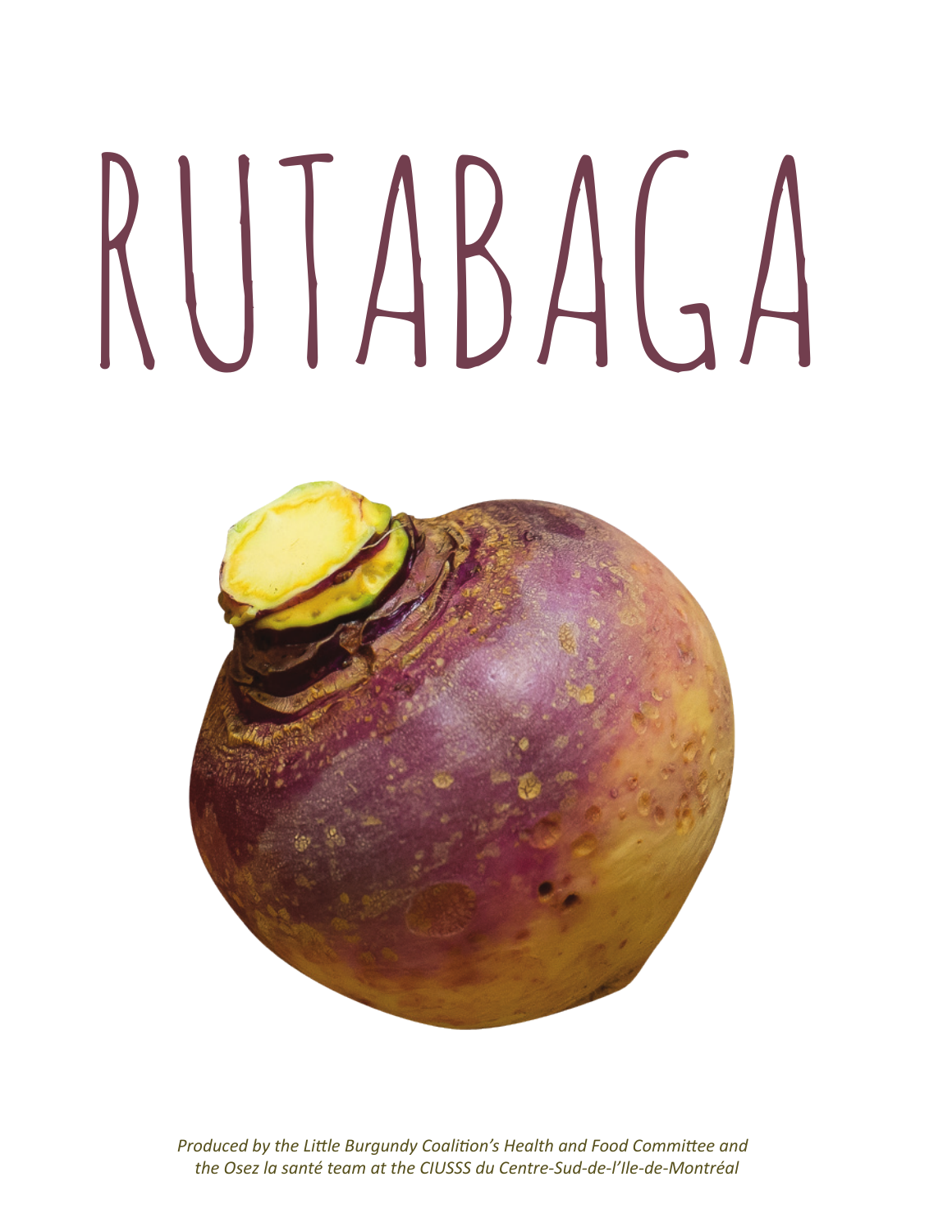# RUTABAGA

*Produced by the Little Burgundy Coalition's Health and Food Committee and the Osez la santé team at the CIUSSS du Centre-Sud-de-l'Île-de-Montréal*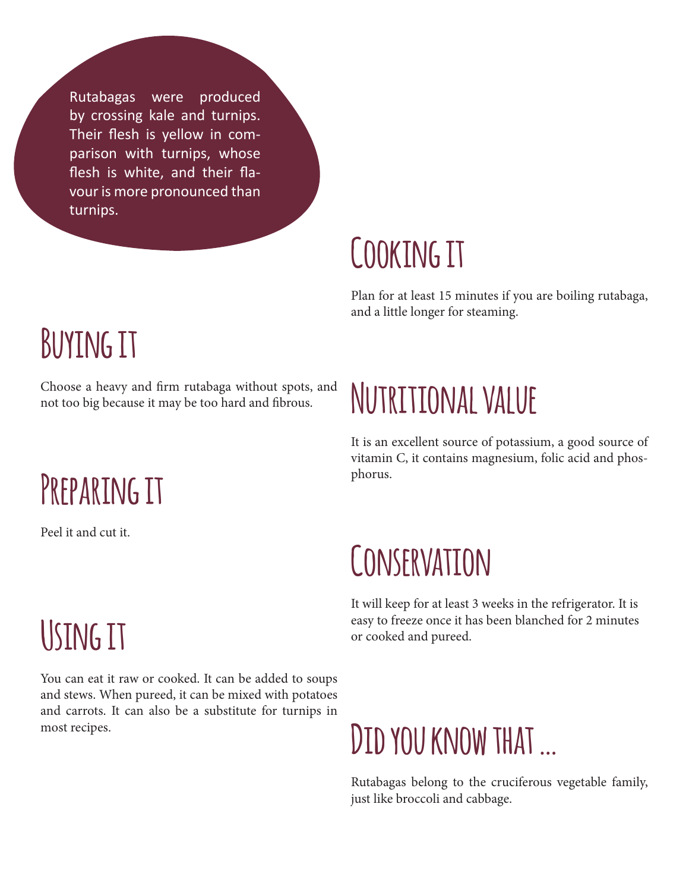Rutabagas were produced by crossing kale and turnips. Their flesh is yellow in comparison with turnips, whose flesh is white, and their flavour is more pronounced than turnips.

## Buying it

Choose a heavy and firm rutabaga without spots, and not too big because it may be too hard and fibrous.

## Preparing it

Peel it and cut it.

## Using it

You can eat it raw or cooked. It can be added to soups and stews. When pureed, it can be mixed with potatoes and carrots. It can also be a substitute for turnips in most recipes.

## Cooking it

Plan for at least 15 minutes if you are boiling rutabaga, and a little longer for steaming.

## Nutritional value

It is an excellent source of potassium, a good source of vitamin C, it contains magnesium, folic acid and phosphorus.

## Conservation

It will keep for at least 3 weeks in the refrigerator. It is easy to freeze once it has been blanched for 2 minutes or cooked and pureed.

## Did you know that ...

Rutabagas belong to the cruciferous vegetable family, just like broccoli and cabbage.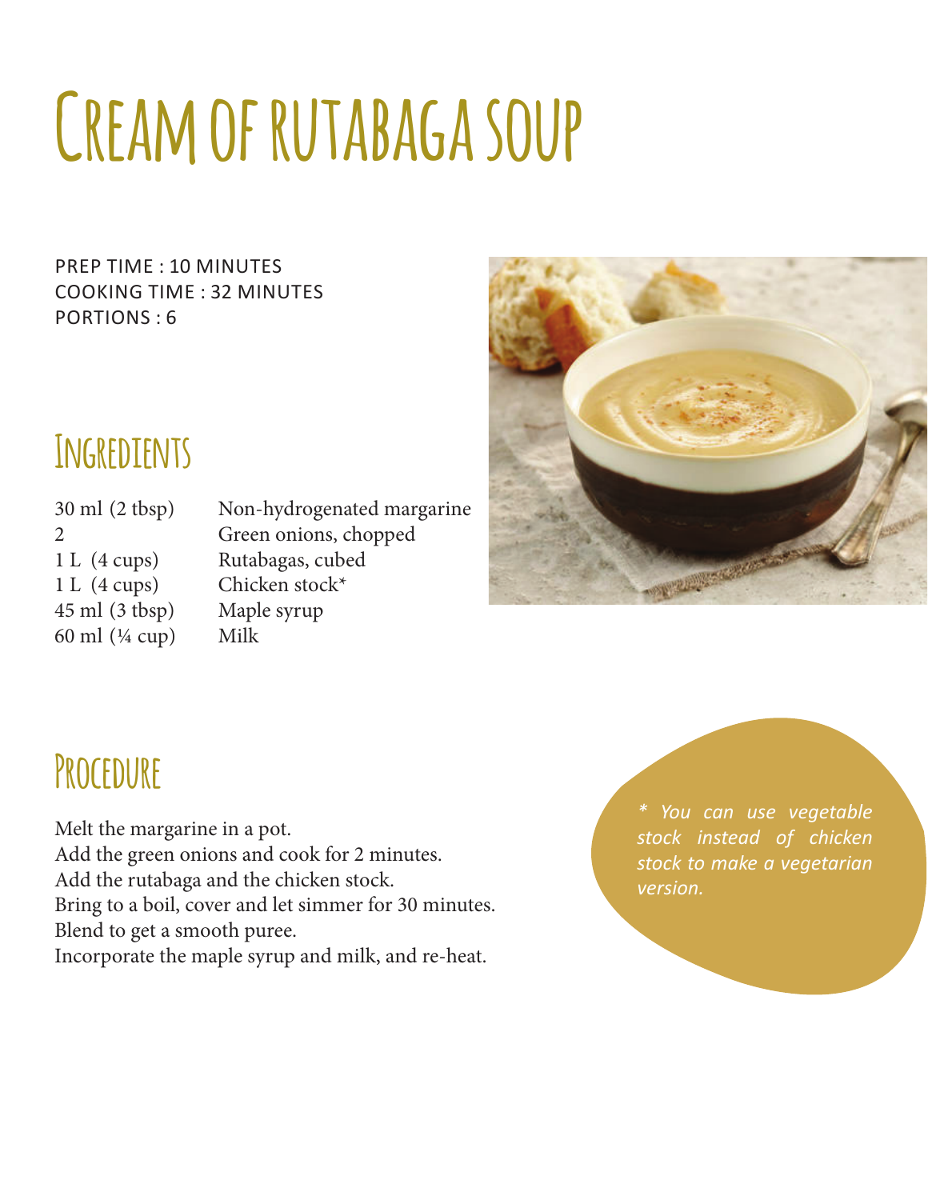# Cream of rutabaga soup

PREP TIME : 10 MINUTES
COOKING TIME : 32 MINUTES
PORTIONS : 6

## Ingredients

| | |
|---|---|
| 30 ml (2 tbsp) | Non-hydrogenated margarine |
| 2 | Green onions, chopped |
| 1 L (4 cups) | Rutabagas, cubed |
| 1 L (4 cups) | Chicken stock* |
| 45 ml (3 tbsp) | Maple syrup |
| 60 ml (¼ cup) | Milk |

## Procedure

Melt the margarine in a pot.
Add the green onions and cook for 2 minutes.
Add the rutabaga and the chicken stock.
Bring to a boil, cover and let simmer for 30 minutes.
Blend to get a smooth puree.
Incorporate the maple syrup and milk, and re-heat.

*\* You can use vegetable stock instead of chicken stock to make a vegetarian version.*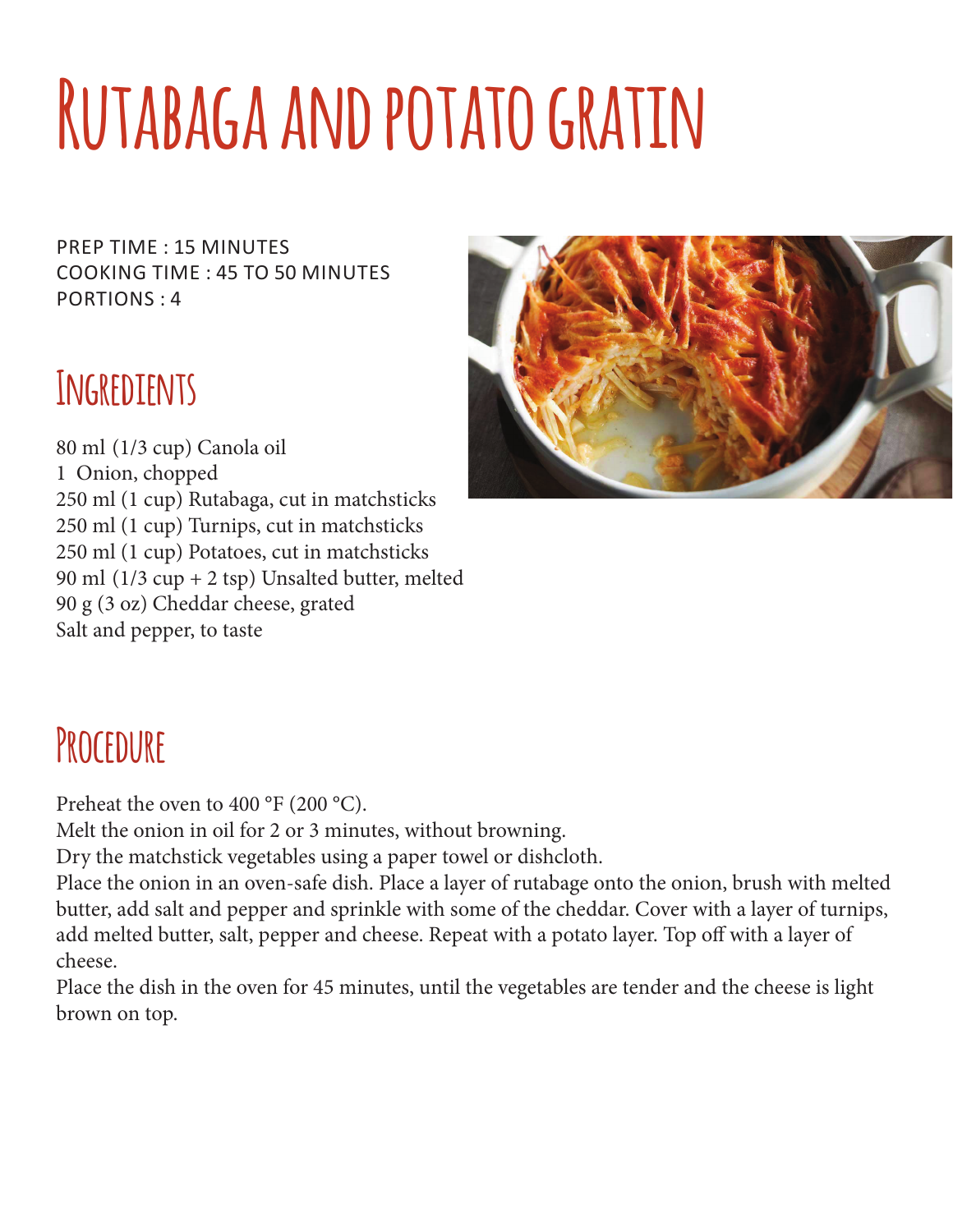# Rutabaga and potato gratin

PREP TIME : 15 MINUTES
COOKING TIME : 45 TO 50 MINUTES
PORTIONS : 4

## Ingredients

80 ml (1/3 cup) Canola oil
1 Onion, chopped
250 ml (1 cup) Rutabaga, cut in matchsticks
250 ml (1 cup) Turnips, cut in matchsticks
250 ml (1 cup) Potatoes, cut in matchsticks
90 ml (1/3 cup + 2 tsp) Unsalted butter, melted
90 g (3 oz) Cheddar cheese, grated
Salt and pepper, to taste

## Procedure

Preheat the oven to 400 °F (200 °C).
Melt the onion in oil for 2 or 3 minutes, without browning.
Dry the matchstick vegetables using a paper towel or dishcloth.
Place the onion in an oven-safe dish. Place a layer of rutabage onto the onion, brush with melted butter, add salt and pepper and sprinkle with some of the cheddar. Cover with a layer of turnips, add melted butter, salt, pepper and cheese. Repeat with a potato layer. Top off with a layer of cheese.
Place the dish in the oven for 45 minutes, until the vegetables are tender and the cheese is light brown on top.